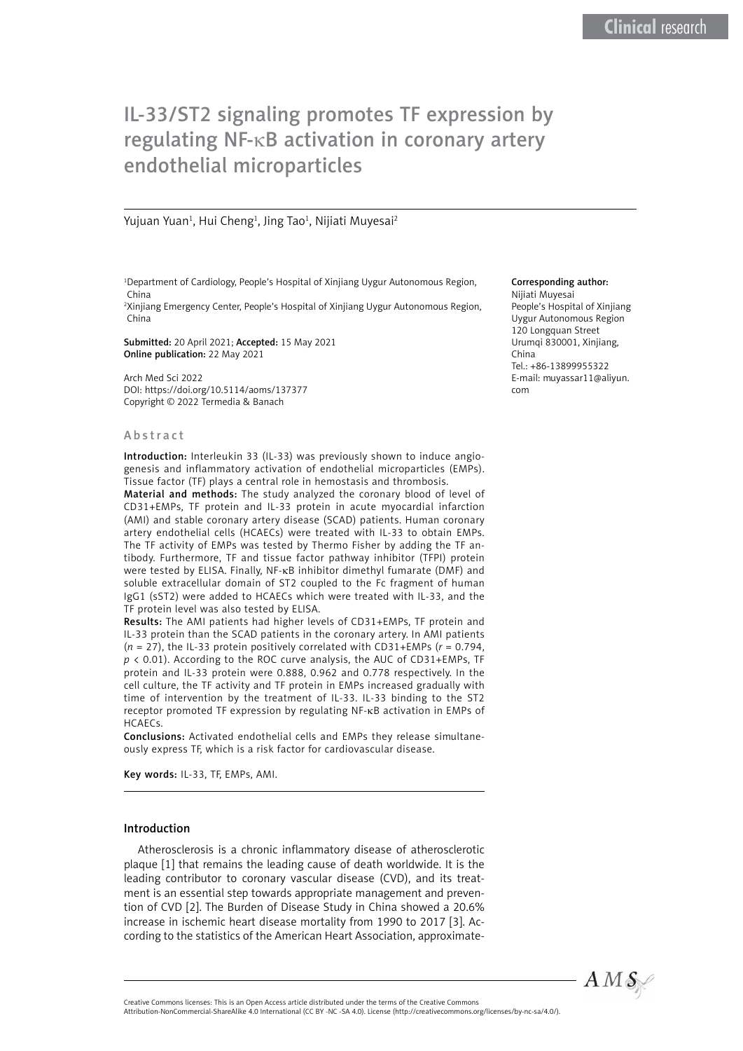# IL-33/ST2 signaling promotes TF expression by regulating NF-κB activation in coronary artery endothelial microparticles

Yujuan Yuan[1], Hui Cheng[1], Jing Tao[1], Nijiati Muyesai[2]

[1]Department of Cardiology, People's Hospital of Xinjiang Uygur Autonomous Region, China

[2]Xinjiang Emergency Center, People's Hospital of Xinjiang Uygur Autonomous Region, China

**Submitted:** 20 April 2021; **Accepted:** 15 May 2021

**Online publication:** 22 May 2021

Arch Med Sci 2022
DOI: https://doi.org/10.5114/aoms/137377
Copyright © 2022 Termedia & Banach

**Corresponding author:**
Nijiati Muyesai
People's Hospital of Xinjiang Uygur Autonomous Region
120 Longquan Street
Urumqi 830001, Xinjiang, China
Tel.: +86-13899955322
E-mail: muyassar11@aliyun.com

## Abstract

**Introduction:** Interleukin 33 (IL-33) was previously shown to induce angiogenesis and inflammatory activation of endothelial microparticles (EMPs). Tissue factor (TF) plays a central role in hemostasis and thrombosis.

**Material and methods:** The study analyzed the coronary blood of level of CD31+EMPs, TF protein and IL-33 protein in acute myocardial infarction (AMI) and stable coronary artery disease (SCAD) patients. Human coronary artery endothelial cells (HCAECs) were treated with IL-33 to obtain EMPs. The TF activity of EMPs was tested by Thermo Fisher by adding the TF antibody. Furthermore, TF and tissue factor pathway inhibitor (TFPI) protein were tested by ELISA. Finally, NF-κB inhibitor dimethyl fumarate (DMF) and soluble extracellular domain of ST2 coupled to the Fc fragment of human IgG1 (sST2) were added to HCAECs which were treated with IL-33, and the TF protein level was also tested by ELISA.

**Results:** The AMI patients had higher levels of CD31+EMPs, TF protein and IL-33 protein than the SCAD patients in the coronary artery. In AMI patients ($n = 27$), the IL-33 protein positively correlated with CD31+EMPs ($r = 0.794$, $p < 0.01$). According to the ROC curve analysis, the AUC of CD31+EMPs, TF protein and IL-33 protein were 0.888, 0.962 and 0.778 respectively. In the cell culture, the TF activity and TF protein in EMPs increased gradually with time of intervention by the treatment of IL-33. IL-33 binding to the ST2 receptor promoted TF expression by regulating NF-κB activation in EMPs of HCAECs.

**Conclusions:** Activated endothelial cells and EMPs they release simultaneously express TF, which is a risk factor for cardiovascular disease.

**Key words:** IL-33, TF, EMPs, AMI.

## Introduction

Atherosclerosis is a chronic inflammatory disease of atherosclerotic plaque [1] that remains the leading cause of death worldwide. It is the leading contributor to coronary vascular disease (CVD), and its treatment is an essential step towards appropriate management and prevention of CVD [2]. The Burden of Disease Study in China showed a 20.6% increase in ischemic heart disease mortality from 1990 to 2017 [3]. According to the statistics of the American Heart Association, approximate-

Creative Commons licenses: This is an Open Access article distributed under the terms of the Creative Commons Attribution-NonCommercial-ShareAlike 4.0 International (CC BY -NC -SA 4.0). License (http://creativecommons.org/licenses/by-nc-sa/4.0/).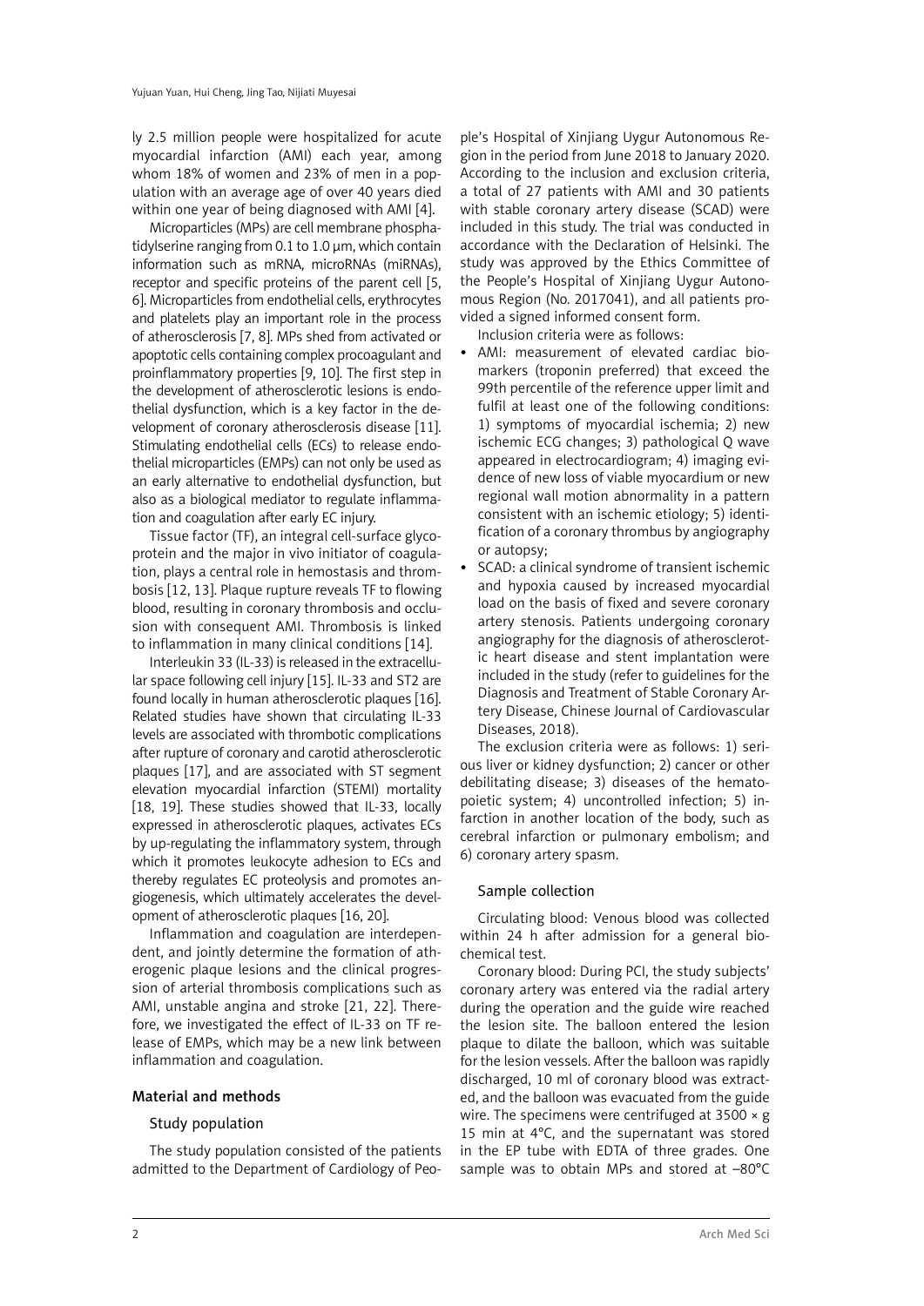ly 2.5 million people were hospitalized for acute myocardial infarction (AMI) each year, among whom 18% of women and 23% of men in a population with an average age of over 40 years died within one year of being diagnosed with AMI [4].

Microparticles (MPs) are cell membrane phosphatidylserine ranging from 0.1 to 1.0 µm, which contain information such as mRNA, microRNAs (miRNAs), receptor and specific proteins of the parent cell [5, 6]. Microparticles from endothelial cells, erythrocytes and platelets play an important role in the process of atherosclerosis [7, 8]. MPs shed from activated or apoptotic cells containing complex procoagulant and proinflammatory properties [9, 10]. The first step in the development of atherosclerotic lesions is endothelial dysfunction, which is a key factor in the development of coronary atherosclerosis disease [11]. Stimulating endothelial cells (ECs) to release endothelial microparticles (EMPs) can not only be used as an early alternative to endothelial dysfunction, but also as a biological mediator to regulate inflammation and coagulation after early EC injury.

Tissue factor (TF), an integral cell-surface glycoprotein and the major in vivo initiator of coagulation, plays a central role in hemostasis and thrombosis [12, 13]. Plaque rupture reveals TF to flowing blood, resulting in coronary thrombosis and occlusion with consequent AMI. Thrombosis is linked to inflammation in many clinical conditions [14].

Interleukin 33 (IL-33) is released in the extracellular space following cell injury [15]. IL-33 and ST2 are found locally in human atherosclerotic plaques [16]. Related studies have shown that circulating IL-33 levels are associated with thrombotic complications after rupture of coronary and carotid atherosclerotic plaques [17], and are associated with ST segment elevation myocardial infarction (STEMI) mortality [18, 19]. These studies showed that IL-33, locally expressed in atherosclerotic plaques, activates ECs by up-regulating the inflammatory system, through which it promotes leukocyte adhesion to ECs and thereby regulates EC proteolysis and promotes angiogenesis, which ultimately accelerates the development of atherosclerotic plaques [16, 20].

Inflammation and coagulation are interdependent, and jointly determine the formation of atherogenic plaque lesions and the clinical progression of arterial thrombosis complications such as AMI, unstable angina and stroke [21, 22]. Therefore, we investigated the effect of IL-33 on TF release of EMPs, which may be a new link between inflammation and coagulation.

## Material and methods

### Study population

The study population consisted of the patients admitted to the Department of Cardiology of People's Hospital of Xinjiang Uygur Autonomous Region in the period from June 2018 to January 2020. According to the inclusion and exclusion criteria, a total of 27 patients with AMI and 30 patients with stable coronary artery disease (SCAD) were included in this study. The trial was conducted in accordance with the Declaration of Helsinki. The study was approved by the Ethics Committee of the People's Hospital of Xinjiang Uygur Autonomous Region (No. 2017041), and all patients provided a signed informed consent form.

Inclusion criteria were as follows:

- AMI: measurement of elevated cardiac biomarkers (troponin preferred) that exceed the 99th percentile of the reference upper limit and fulfil at least one of the following conditions: 1) symptoms of myocardial ischemia; 2) new ischemic ECG changes; 3) pathological Q wave appeared in electrocardiogram; 4) imaging evidence of new loss of viable myocardium or new regional wall motion abnormality in a pattern consistent with an ischemic etiology; 5) identification of a coronary thrombus by angiography or autopsy;
- SCAD: a clinical syndrome of transient ischemic and hypoxia caused by increased myocardial load on the basis of fixed and severe coronary artery stenosis. Patients undergoing coronary angiography for the diagnosis of atherosclerotic heart disease and stent implantation were included in the study (refer to guidelines for the Diagnosis and Treatment of Stable Coronary Artery Disease, Chinese Journal of Cardiovascular Diseases, 2018).

The exclusion criteria were as follows: 1) serious liver or kidney dysfunction; 2) cancer or other debilitating disease; 3) diseases of the hematopoietic system; 4) uncontrolled infection; 5) infarction in another location of the body, such as cerebral infarction or pulmonary embolism; and 6) coronary artery spasm.

### Sample collection

Circulating blood: Venous blood was collected within 24 h after admission for a general biochemical test.

Coronary blood: During PCI, the study subjects' coronary artery was entered via the radial artery during the operation and the guide wire reached the lesion site. The balloon entered the lesion plaque to dilate the balloon, which was suitable for the lesion vessels. After the balloon was rapidly discharged, 10 ml of coronary blood was extracted, and the balloon was evacuated from the guide wire. The specimens were centrifuged at 3500 × g 15 min at 4°C, and the supernatant was stored in the EP tube with EDTA of three grades. One sample was to obtain MPs and stored at –80°C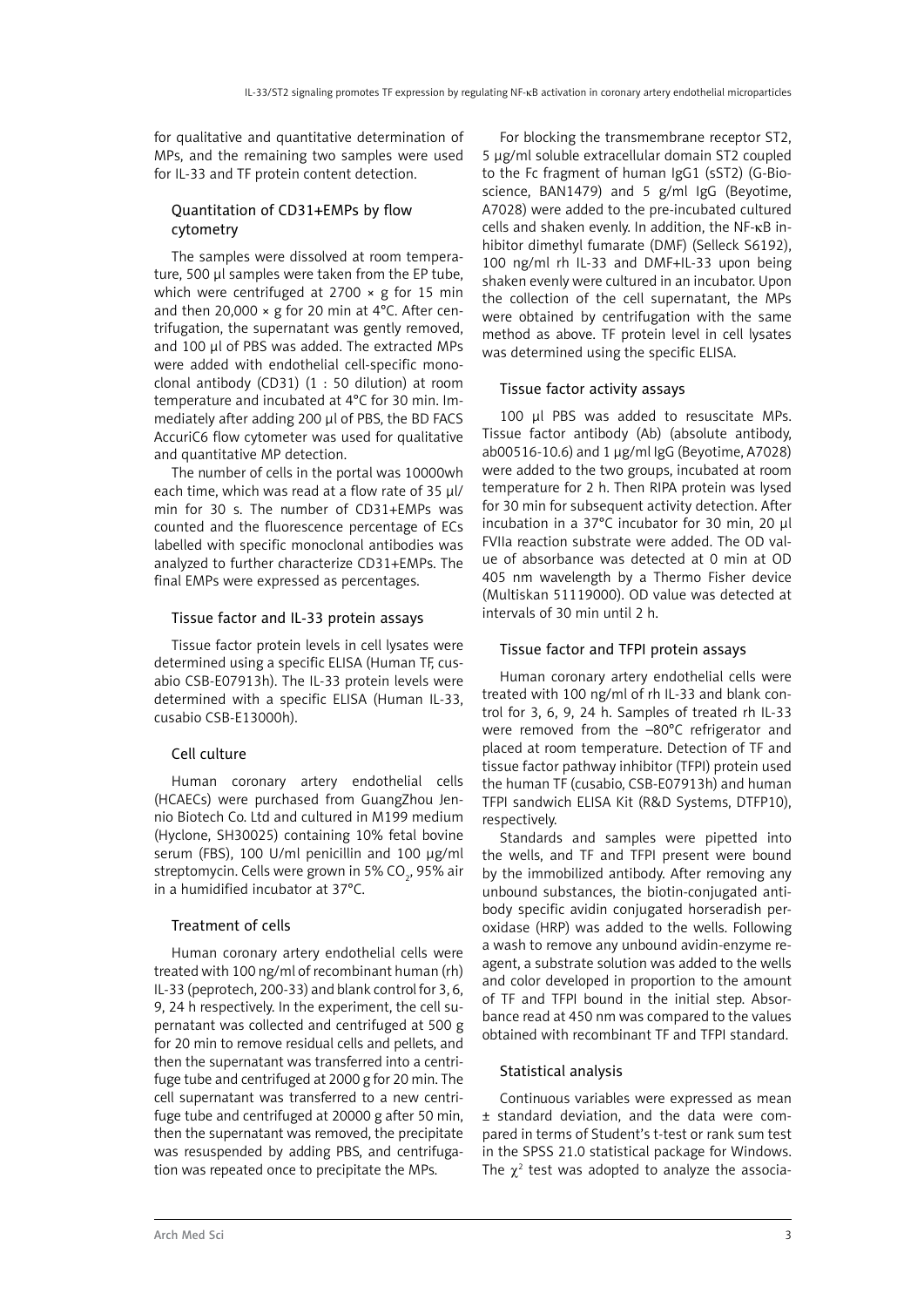for qualitative and quantitative determination of MPs, and the remaining two samples were used for IL-33 and TF protein content detection.

### Quantitation of CD31+EMPs by flow cytometry

The samples were dissolved at room temperature, 500 µl samples were taken from the EP tube, which were centrifuged at 2700 × g for 15 min and then 20,000 × g for 20 min at 4°C. After centrifugation, the supernatant was gently removed, and 100 µl of PBS was added. The extracted MPs were added with endothelial cell-specific monoclonal antibody (CD31) (1 : 50 dilution) at room temperature and incubated at 4°C for 30 min. Immediately after adding 200 µl of PBS, the BD FACS AccuriC6 flow cytometer was used for qualitative and quantitative MP detection.

The number of cells in the portal was 10000wh each time, which was read at a flow rate of 35 µl/min for 30 s. The number of CD31+EMPs was counted and the fluorescence percentage of ECs labelled with specific monoclonal antibodies was analyzed to further characterize CD31+EMPs. The final EMPs were expressed as percentages.

### Tissue factor and IL-33 protein assays

Tissue factor protein levels in cell lysates were determined using a specific ELISA (Human TF, cusabio CSB-E07913h). The IL-33 protein levels were determined with a specific ELISA (Human IL-33, cusabio CSB-E13000h).

### Cell culture

Human coronary artery endothelial cells (HCAECs) were purchased from GuangZhou Jennio Biotech Co. Ltd and cultured in M199 medium (Hyclone, SH30025) containing 10% fetal bovine serum (FBS), 100 U/ml penicillin and 100 µg/ml streptomycin. Cells were grown in 5% $CO_2$, 95% air in a humidified incubator at 37°C.

### Treatment of cells

Human coronary artery endothelial cells were treated with 100 ng/ml of recombinant human (rh) IL-33 (peprotech, 200-33) and blank control for 3, 6, 9, 24 h respectively. In the experiment, the cell supernatant was collected and centrifuged at 500 g for 20 min to remove residual cells and pellets, and then the supernatant was transferred into a centrifuge tube and centrifuged at 2000 g for 20 min. The cell supernatant was transferred to a new centrifuge tube and centrifuged at 20000 g after 50 min, then the supernatant was removed, the precipitate was resuspended by adding PBS, and centrifugation was repeated once to precipitate the MPs.

For blocking the transmembrane receptor ST2, 5 µg/ml soluble extracellular domain ST2 coupled to the Fc fragment of human IgG1 (sST2) (G-Bioscience, BAN1479) and 5 g/ml IgG (Beyotime, A7028) were added to the pre-incubated cultured cells and shaken evenly. In addition, the NF-κB inhibitor dimethyl fumarate (DMF) (Selleck S6192), 100 ng/ml rh IL-33 and DMF+IL-33 upon being shaken evenly were cultured in an incubator. Upon the collection of the cell supernatant, the MPs were obtained by centrifugation with the same method as above. TF protein level in cell lysates was determined using the specific ELISA.

### Tissue factor activity assays

100 µl PBS was added to resuscitate MPs. Tissue factor antibody (Ab) (absolute antibody, ab00516-10.6) and 1 µg/ml IgG (Beyotime, A7028) were added to the two groups, incubated at room temperature for 2 h. Then RIPA protein was lysed for 30 min for subsequent activity detection. After incubation in a 37°C incubator for 30 min, 20 µl FVIIa reaction substrate were added. The OD value of absorbance was detected at 0 min at OD 405 nm wavelength by a Thermo Fisher device (Multiskan 51119000). OD value was detected at intervals of 30 min until 2 h.

### Tissue factor and TFPI protein assays

Human coronary artery endothelial cells were treated with 100 ng/ml of rh IL-33 and blank control for 3, 6, 9, 24 h. Samples of treated rh IL-33 were removed from the –80°C refrigerator and placed at room temperature. Detection of TF and tissue factor pathway inhibitor (TFPI) protein used the human TF (cusabio, CSB-E07913h) and human TFPI sandwich ELISA Kit (R&D Systems, DTFP10), respectively.

Standards and samples were pipetted into the wells, and TF and TFPI present were bound by the immobilized antibody. After removing any unbound substances, the biotin-conjugated antibody specific avidin conjugated horseradish peroxidase (HRP) was added to the wells. Following a wash to remove any unbound avidin-enzyme reagent, a substrate solution was added to the wells and color developed in proportion to the amount of TF and TFPI bound in the initial step. Absorbance read at 450 nm was compared to the values obtained with recombinant TF and TFPI standard.

### Statistical analysis

Continuous variables were expressed as mean ± standard deviation, and the data were compared in terms of Student's t-test or rank sum test in the SPSS 21.0 statistical package for Windows. The $\chi^2$ test was adopted to analyze the associa-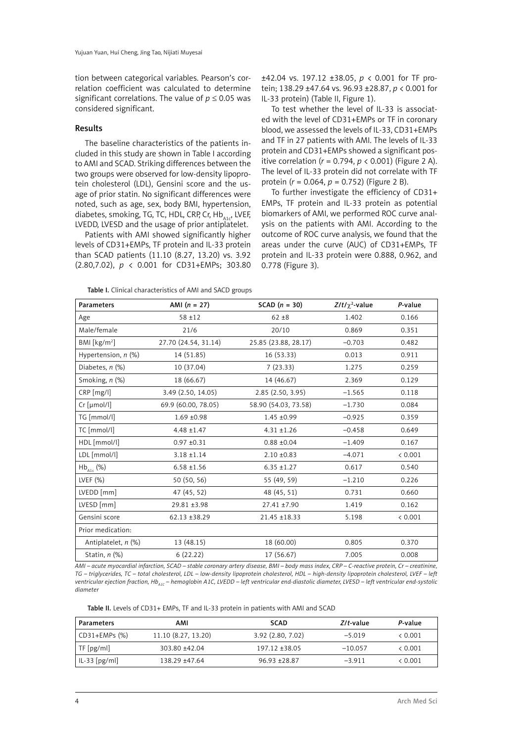tion between categorical variables. Pearson's correlation coefficient was calculated to determine significant correlations. The value of $p \leq 0.05$ was considered significant.

## Results

The baseline characteristics of the patients included in this study are shown in Table I according to AMI and SCAD. Striking differences between the two groups were observed for low-density lipoprotein cholesterol (LDL), Gensini score and the usage of prior statin. No significant differences were noted, such as age, sex, body BMI, hypertension, diabetes, smoking, TG, TC, HDL, CRP, Cr, $Hb_{A1c}$, LVEF, LVEDD, LVESD and the usage of prior antiplatelet.

Patients with AMI showed significantly higher levels of CD31+EMPs, TF protein and IL-33 protein than SCAD patients (11.10 (8.27, 13.20) vs. 3.92 (2.80,7.02), $p < 0.001$ for CD31+EMPs; 303.80 ±42.04 vs. 197.12 ±38.05, $p < 0.001$ for TF protein; 138.29 ±47.64 vs. 96.93 ±28.87, $p < 0.001$ for IL-33 protein) (Table II, Figure 1).

To test whether the level of IL-33 is associated with the level of CD31+EMPs or TF in coronary blood, we assessed the levels of IL-33, CD31+EMPs and TF in 27 patients with AMI. The levels of IL-33 protein and CD31+EMPs showed a significant positive correlation ($r = 0.794$, $p < 0.001$) (Figure 2 A). The level of IL-33 protein did not correlate with TF protein ($r = 0.064$, $p = 0.752$) (Figure 2 B).

To further investigate the efficiency of CD31+ EMPs, TF protein and IL-33 protein as potential biomarkers of AMI, we performed ROC curve analysis on the patients with AMI. According to the outcome of ROC curve analysis, we found that the areas under the curve (AUC) of CD31+EMPs, TF protein and IL-33 protein were 0.888, 0.962, and 0.778 (Figure 3).

**Table I.** Clinical characteristics of AMI and SACD groups

| Parameters | AMI (*n* = 27) | SCAD (*n* = 30) | $Z/t/\chi^2$-value | *P*-value |
|---|---|---|---|---|
| Age | 58 ±12 | 62 ±8 | 1.402 | 0.166 |
| Male/female | 21/6 | 20/10 | 0.869 | 0.351 |
| BMI [kg/m$^2$] | 27.70 (24.54, 31.14) | 25.85 (23.88, 28.17) | –0.703 | 0.482 |
| Hypertension, *n* (%) | 14 (51.85) | 16 (53.33) | 0.013 | 0.911 |
| Diabetes, *n* (%) | 10 (37.04) | 7 (23.33) | 1.275 | 0.259 |
| Smoking, *n* (%) | 18 (66.67) | 14 (46.67) | 2.369 | 0.129 |
| CRP [mg/l] | 3.49 (2.50, 14.05) | 2.85 (2.50, 3.95) | –1.565 | 0.118 |
| Cr [μmol/l] | 69.9 (60.00, 78.05) | 58.90 (54.03, 73.58) | –1.730 | 0.084 |
| TG [mmol/l] | 1.69 ±0.98 | 1.45 ±0.99 | –0.925 | 0.359 |
| TC [mmol/l] | 4.48 ±1.47 | 4.31 ±1.26 | –0.458 | 0.649 |
| HDL [mmol/l] | 0.97 ±0.31 | 0.88 ±0.04 | –1.409 | 0.167 |
| LDL [mmol/l] | 3.18 ±1.14 | 2.10 ±0.83 | –4.071 | < 0.001 |
| $Hb_{A1c}$ (%) | 6.58 ±1.56 | 6.35 ±1.27 | 0.617 | 0.540 |
| LVEF (%) | 50 (50, 56) | 55 (49, 59) | –1.210 | 0.226 |
| LVEDD [mm] | 47 (45, 52) | 48 (45, 51) | 0.731 | 0.660 |
| LVESD [mm] | 29.81 ±3.98 | 27.41 ±7.90 | 1.419 | 0.162 |
| Gensini score | 62.13 ±38.29 | 21.45 ±18.33 | 5.198 | < 0.001 |
| Prior medication: | | | | |
| Antiplatelet, *n* (%) | 13 (48.15) | 18 (60.00) | 0.805 | 0.370 |
| Statin, *n* (%) | 6 (22.22) | 17 (56.67) | 7.005 | 0.008 |

*AMI – acute myocardial infarction, SCAD – stable coronary artery disease, BMI – body mass index, CRP – C-reactive protein, Cr – creatinine, TG – triglycerides, TC – total cholesterol, LDL – low-density lipoprotein cholesterol, HDL – high-density lipoprotein cholesterol, LVEF – left ventricular ejection fraction, $Hb_{A1C}$ – hemoglobin A1C, LVEDD – left ventricular end-diastolic diameter, LVESD – left ventricular end-systolic diameter*

**Table II.** Levels of CD31+ EMPs, TF and IL-33 protein in patients with AMI and SCAD

| Parameters | AMI | SCAD | *Z*/*t*-value | *P*-value |
|---|---|---|---|---|
| CD31+EMPs (%) | 11.10 (8.27, 13.20) | 3.92 (2.80, 7.02) | –5.019 | < 0.001 |
| TF [pg/ml] | 303.80 ±42.04 | 197.12 ±38.05 | –10.057 | < 0.001 |
| IL-33 [pg/ml] | 138.29 ±47.64 | 96.93 ±28.87 | –3.911 | < 0.001 |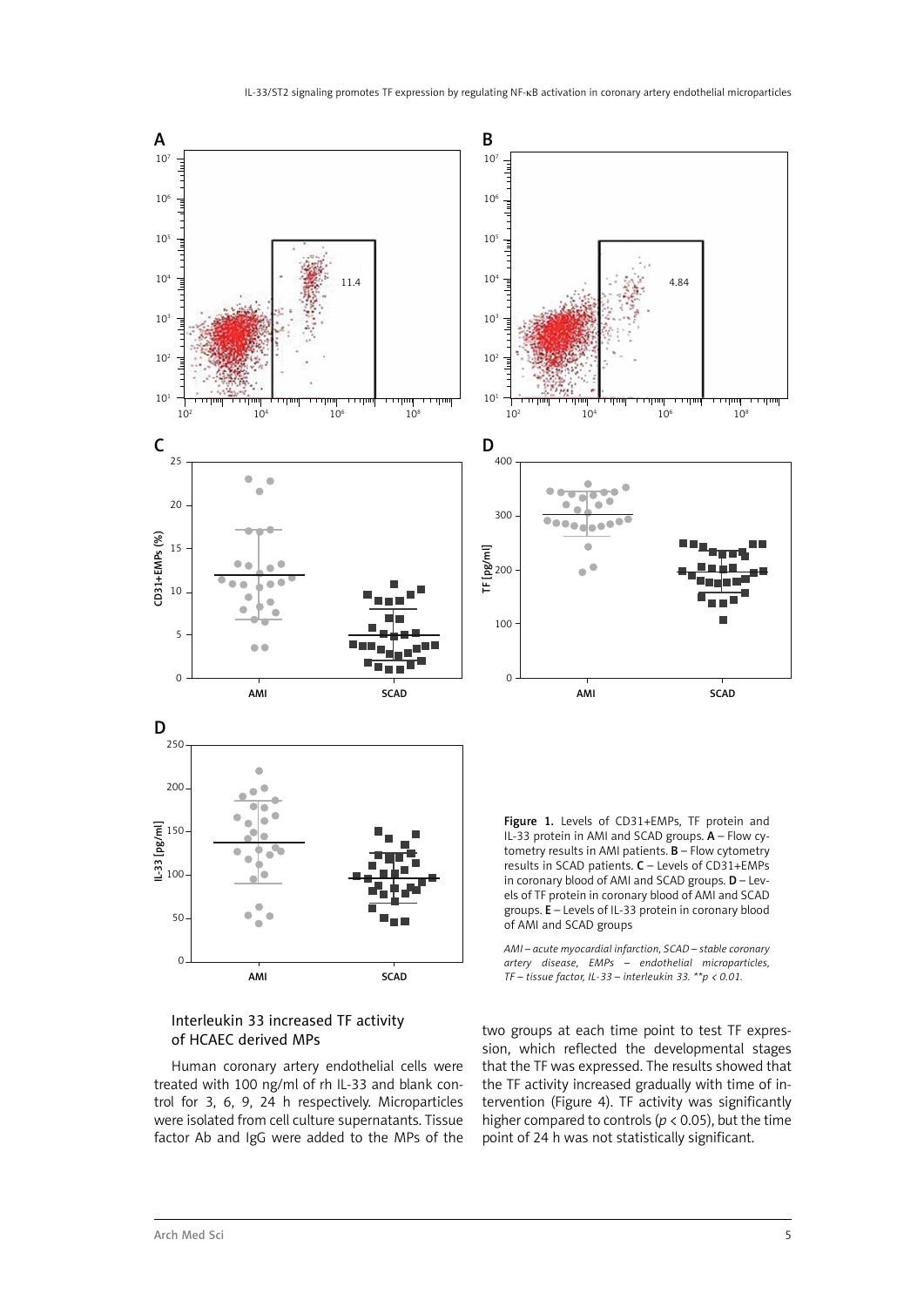Figure 1. Levels of CD31+EMPs, TF protein and IL-33 protein in AMI and SCAD groups. **A** – Flow cytometry results in AMI patients. **B** – Flow cytometry results in SCAD patients. **C** – Levels of CD31+EMPs in coronary blood of AMI and SCAD groups. **D** – Levels of TF protein in coronary blood of AMI and SCAD groups. **E** – Levels of IL-33 protein in coronary blood of AMI and SCAD groups

*AMI – acute myocardial infarction, SCAD – stable coronary artery disease, EMPs – endothelial microparticles, TF – tissue factor, IL-33 – interleukin 33. **p < 0.01.*

### Interleukin 33 increased TF activity of HCAEC derived MPs

Human coronary artery endothelial cells were treated with 100 ng/ml of rh IL-33 and blank control for 3, 6, 9, 24 h respectively. Microparticles were isolated from cell culture supernatants. Tissue factor Ab and IgG were added to the MPs of the two groups at each time point to test TF expression, which reflected the developmental stages that the TF was expressed. The results showed that the TF activity increased gradually with time of intervention (Figure 4). TF activity was significantly higher compared to controls ($p < 0.05$), but the time point of 24 h was not statistically significant.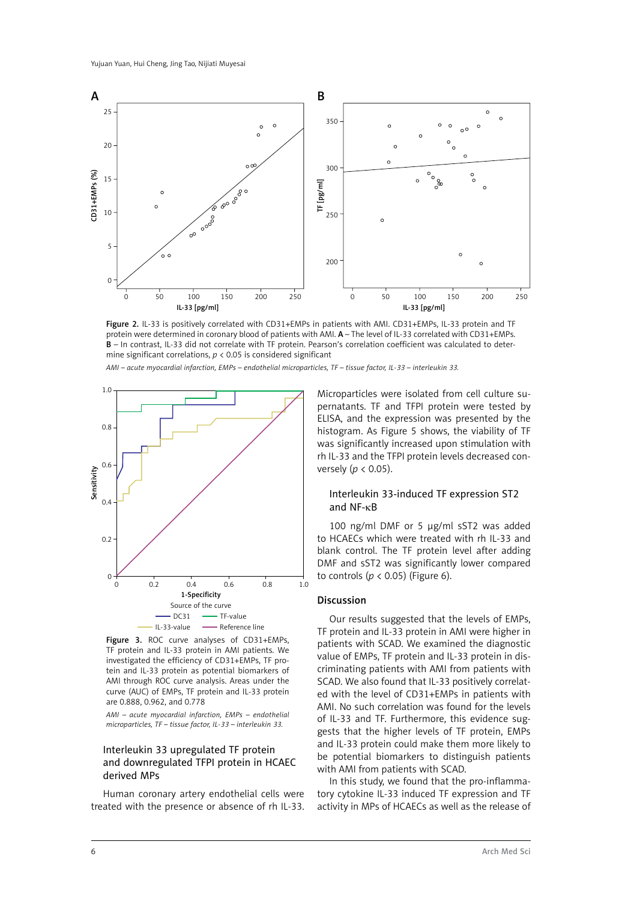**Figure 2.** IL-33 is positively correlated with CD31+EMPs in patients with AMI. CD31+EMPs, IL-33 protein and TF protein were determined in coronary blood of patients with AMI. **A** – The level of IL-33 correlated with CD31+EMPs. **B** – In contrast, IL-33 did not correlate with TF protein. Pearson's correlation coefficient was calculated to determine significant correlations, $p < 0.05$ is considered significant

*AMI – acute myocardial infarction, EMPs – endothelial microparticles, TF – tissue factor, IL-33 – interleukin 33.*

**Figure 3.** ROC curve analyses of CD31+EMPs, TF protein and IL-33 protein in AMI patients. We investigated the efficiency of CD31+EMPs, TF protein and IL-33 protein as potential biomarkers of AMI through ROC curve analysis. Areas under the curve (AUC) of EMPs, TF protein and IL-33 protein are 0.888, 0.962, and 0.778

*AMI – acute myocardial infarction, EMPs – endothelial microparticles, TF – tissue factor, IL-33 – interleukin 33.*

### Interleukin 33 upregulated TF protein and downregulated TFPI protein in HCAEC derived MPs

Human coronary artery endothelial cells were treated with the presence or absence of rh IL-33. Microparticles were isolated from cell culture supernatants. TF and TFPI protein were tested by ELISA, and the expression was presented by the histogram. As Figure 5 shows, the viability of TF was significantly increased upon stimulation with rh IL-33 and the TFPI protein levels decreased conversely ($p < 0.05$).

### Interleukin 33-induced TF expression ST2 and NF-κB

100 ng/ml DMF or 5 μg/ml sST2 was added to HCAECs which were treated with rh IL-33 and blank control. The TF protein level after adding DMF and sST2 was significantly lower compared to controls ($p < 0.05$) (Figure 6).

## Discussion

Our results suggested that the levels of EMPs, TF protein and IL-33 protein in AMI were higher in patients with SCAD. We examined the diagnostic value of EMPs, TF protein and IL-33 protein in discriminating patients with AMI from patients with SCAD. We also found that IL-33 positively correlated with the level of CD31+EMPs in patients with AMI. No such correlation was found for the levels of IL-33 and TF. Furthermore, this evidence suggests that the higher levels of TF protein, EMPs and IL-33 protein could make them more likely to be potential biomarkers to distinguish patients with AMI from patients with SCAD.

In this study, we found that the pro-inflammatory cytokine IL-33 induced TF expression and TF activity in MPs of HCAECs as well as the release of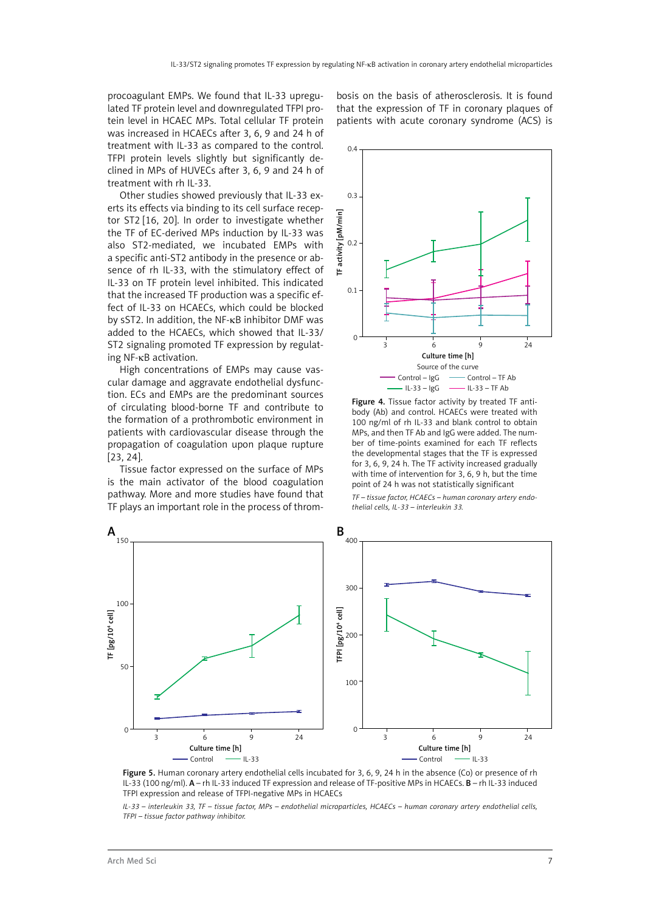procoagulant EMPs. We found that IL-33 upregulated TF protein level and downregulated TFPI protein level in HCAEC MPs. Total cellular TF protein was increased in HCAECs after 3, 6, 9 and 24 h of treatment with IL-33 as compared to the control. TFPI protein levels slightly but significantly declined in MPs of HUVECs after 3, 6, 9 and 24 h of treatment with rh IL-33.

Other studies showed previously that IL-33 exerts its effects via binding to its cell surface receptor ST2 [16, 20]. In order to investigate whether the TF of EC-derived MPs induction by IL-33 was also ST2-mediated, we incubated EMPs with a specific anti-ST2 antibody in the presence or absence of rh IL-33, with the stimulatory effect of IL-33 on TF protein level inhibited. This indicated that the increased TF production was a specific effect of IL-33 on HCAECs, which could be blocked by sST2. In addition, the NF-κB inhibitor DMF was added to the HCAECs, which showed that IL-33/ST2 signaling promoted TF expression by regulating NF-κB activation.

High concentrations of EMPs may cause vascular damage and aggravate endothelial dysfunction. ECs and EMPs are the predominant sources of circulating blood-borne TF and contribute to the formation of a prothrombotic environment in patients with cardiovascular disease through the propagation of coagulation upon plaque rupture [23, 24].

Tissue factor expressed on the surface of MPs is the main activator of the blood coagulation pathway. More and more studies have found that TF plays an important role in the process of thrombosis on the basis of atherosclerosis. It is found that the expression of TF in coronary plaques of patients with acute coronary syndrome (ACS) is

**Figure 4.** Tissue factor activity by treated TF antibody (Ab) and control. HCAECs were treated with 100 ng/ml of rh IL-33 and blank control to obtain MPs, and then TF Ab and IgG were added. The number of time-points examined for each TF reflects the developmental stages that the TF is expressed for 3, 6, 9, 24 h. The TF activity increased gradually with time of intervention for 3, 6, 9 h, but the time point of 24 h was not statistically significant

*TF – tissue factor, HCAECs – human coronary artery endothelial cells, IL-33 – interleukin 33.*

**Figure 5.** Human coronary artery endothelial cells incubated for 3, 6, 9, 24 h in the absence (Co) or presence of rh IL-33 (100 ng/ml). **A** – rh IL-33 induced TF expression and release of TF-positive MPs in HCAECs. **B** – rh IL-33 induced TFPI expression and release of TFPI-negative MPs in HCAECs

*IL-33 – interleukin 33, TF – tissue factor, MPs – endothelial microparticles, HCAECs – human coronary artery endothelial cells, TFPI – tissue factor pathway inhibitor.*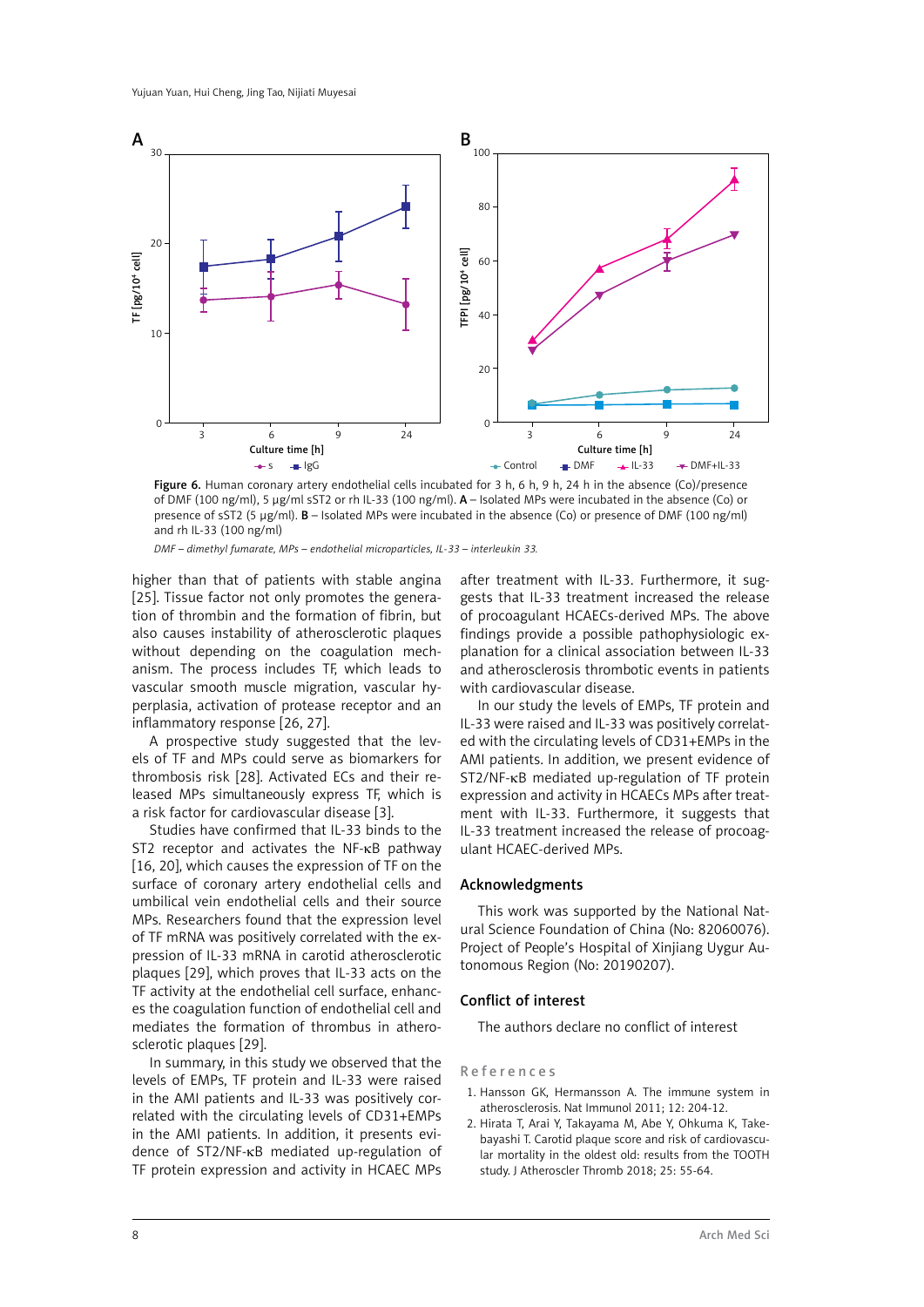Figure 6. Human coronary artery endothelial cells incubated for 3 h, 6 h, 9 h, 24 h in the absence (Co)/presence of DMF (100 ng/ml), 5 μg/ml sST2 or rh IL-33 (100 ng/ml). **A** – Isolated MPs were incubated in the absence (Co) or presence of sST2 (5 μg/ml). **B** – Isolated MPs were incubated in the absence (Co) or presence of DMF (100 ng/ml) and rh IL-33 (100 ng/ml)

*DMF – dimethyl fumarate, MPs – endothelial microparticles, IL-33 – interleukin 33.*

higher than that of patients with stable angina [25]. Tissue factor not only promotes the generation of thrombin and the formation of fibrin, but also causes instability of atherosclerotic plaques without depending on the coagulation mechanism. The process includes TF, which leads to vascular smooth muscle migration, vascular hyperplasia, activation of protease receptor and an inflammatory response [26, 27].

A prospective study suggested that the levels of TF and MPs could serve as biomarkers for thrombosis risk [28]. Activated ECs and their released MPs simultaneously express TF, which is a risk factor for cardiovascular disease [3].

Studies have confirmed that IL-33 binds to the ST2 receptor and activates the NF-κB pathway [16, 20], which causes the expression of TF on the surface of coronary artery endothelial cells and umbilical vein endothelial cells and their source MPs. Researchers found that the expression level of TF mRNA was positively correlated with the expression of IL-33 mRNA in carotid atherosclerotic plaques [29], which proves that IL-33 acts on the TF activity at the endothelial cell surface, enhances the coagulation function of endothelial cell and mediates the formation of thrombus in atherosclerotic plaques [29].

In summary, in this study we observed that the levels of EMPs, TF protein and IL-33 were raised in the AMI patients and IL-33 was positively correlated with the circulating levels of CD31+EMPs in the AMI patients. In addition, it presents evidence of ST2/NF-κB mediated up-regulation of TF protein expression and activity in HCAEC MPs after treatment with IL-33. Furthermore, it suggests that IL-33 treatment increased the release of procoagulant HCAECs-derived MPs. The above findings provide a possible pathophysiologic explanation for a clinical association between IL-33 and atherosclerosis thrombotic events in patients with cardiovascular disease.

In our study the levels of EMPs, TF protein and IL-33 were raised and IL-33 was positively correlated with the circulating levels of CD31+EMPs in the AMI patients. In addition, we present evidence of ST2/NF-κB mediated up-regulation of TF protein expression and activity in HCAECs MPs after treatment with IL-33. Furthermore, it suggests that IL-33 treatment increased the release of procoagulant HCAEC-derived MPs.

## Acknowledgments

This work was supported by the National Natural Science Foundation of China (No: 82060076). Project of People's Hospital of Xinjiang Uygur Autonomous Region (No: 20190207).

## Conflict of interest

The authors declare no conflict of interest

## References

1. Hansson GK, Hermansson A. The immune system in atherosclerosis. Nat Immunol 2011; 12: 204-12.
2. Hirata T, Arai Y, Takayama M, Abe Y, Ohkuma K, Takebayashi T. Carotid plaque score and risk of cardiovascular mortality in the oldest old: results from the TOOTH study. J Atheroscler Thromb 2018; 25: 55-64.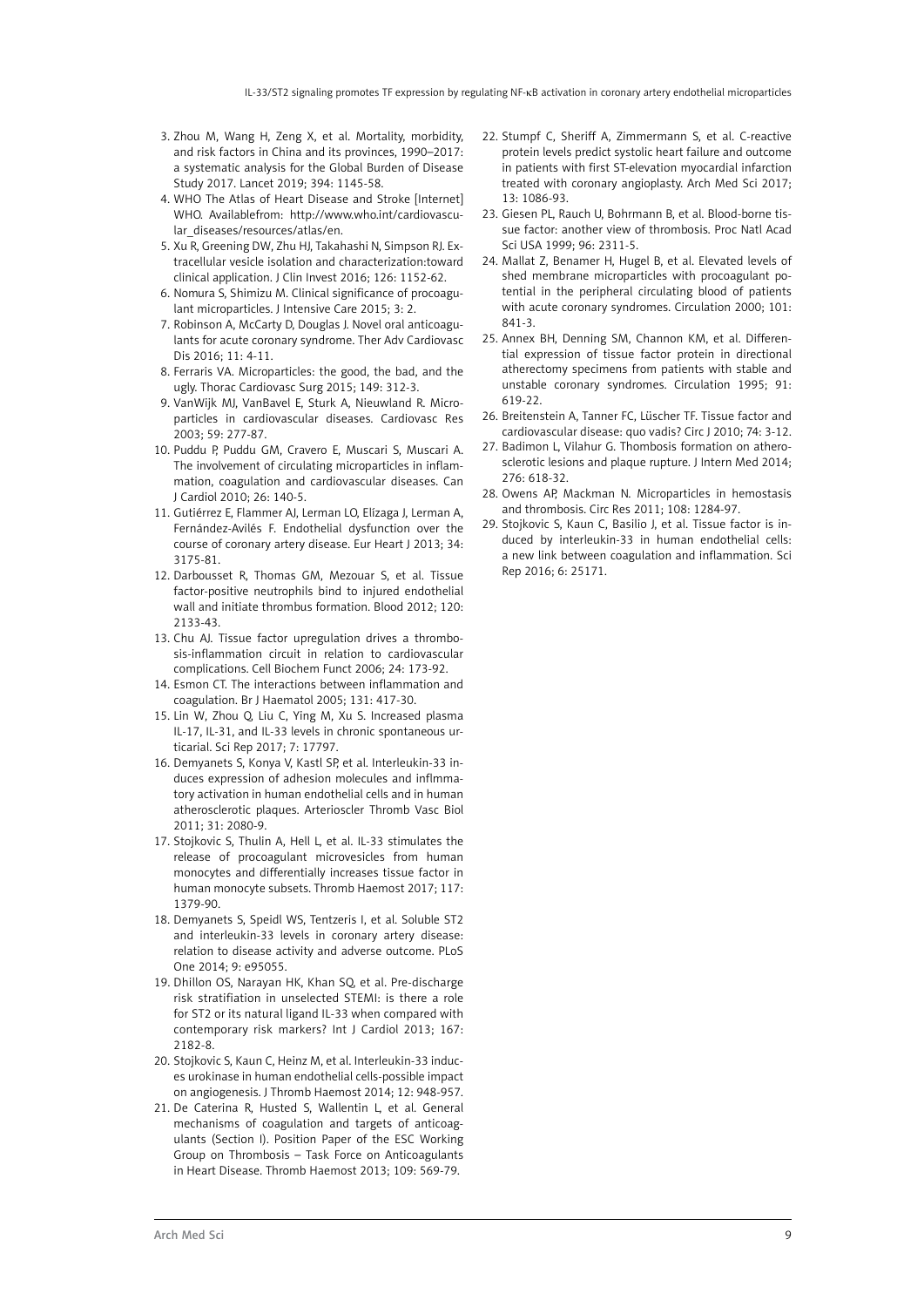3. Zhou M, Wang H, Zeng X, et al. Mortality, morbidity, and risk factors in China and its provinces, 1990–2017: a systematic analysis for the Global Burden of Disease Study 2017. Lancet 2019; 394: 1145-58.
4. WHO The Atlas of Heart Disease and Stroke [Internet] WHO. Availablefrom: http://www.who.int/cardiovascular_diseases/resources/atlas/en.
5. Xu R, Greening DW, Zhu HJ, Takahashi N, Simpson RJ. Extracellular vesicle isolation and characterization:toward clinical application. J Clin Invest 2016; 126: 1152-62.
6. Nomura S, Shimizu M. Clinical significance of procoagulant microparticles. J Intensive Care 2015; 3: 2.
7. Robinson A, McCarty D, Douglas J. Novel oral anticoagulants for acute coronary syndrome. Ther Adv Cardiovasc Dis 2016; 11: 4-11.
8. Ferraris VA. Microparticles: the good, the bad, and the ugly. Thorac Cardiovasc Surg 2015; 149: 312-3.
9. VanWijk MJ, VanBavel E, Sturk A, Nieuwland R. Microparticles in cardiovascular diseases. Cardiovasc Res 2003; 59: 277-87.
10. Puddu P, Puddu GM, Cravero E, Muscari S, Muscari A. The involvement of circulating microparticles in inflammation, coagulation and cardiovascular diseases. Can J Cardiol 2010; 26: 140-5.
11. Gutiérrez E, Flammer AJ, Lerman LO, Elízaga J, Lerman A, Fernández-Avilés F. Endothelial dysfunction over the course of coronary artery disease. Eur Heart J 2013; 34: 3175-81.
12. Darbousset R, Thomas GM, Mezouar S, et al. Tissue factor-positive neutrophils bind to injured endothelial wall and initiate thrombus formation. Blood 2012; 120: 2133-43.
13. Chu AJ. Tissue factor upregulation drives a thrombosis-inflammation circuit in relation to cardiovascular complications. Cell Biochem Funct 2006; 24: 173-92.
14. Esmon CT. The interactions between inflammation and coagulation. Br J Haematol 2005; 131: 417-30.
15. Lin W, Zhou Q, Liu C, Ying M, Xu S. Increased plasma IL-17, IL-31, and IL-33 levels in chronic spontaneous urticarial. Sci Rep 2017; 7: 17797.
16. Demyanets S, Konya V, Kastl SP, et al. Interleukin-33 induces expression of adhesion molecules and inflmmatory activation in human endothelial cells and in human atherosclerotic plaques. Arterioscler Thromb Vasc Biol 2011; 31: 2080-9.
17. Stojkovic S, Thulin A, Hell L, et al. IL-33 stimulates the release of procoagulant microvesicles from human monocytes and differentially increases tissue factor in human monocyte subsets. Thromb Haemost 2017; 117: 1379-90.
18. Demyanets S, Speidl WS, Tentzeris I, et al. Soluble ST2 and interleukin-33 levels in coronary artery disease: relation to disease activity and adverse outcome. PLoS One 2014; 9: e95055.
19. Dhillon OS, Narayan HK, Khan SQ, et al. Pre-discharge risk stratifiation in unselected STEMI: is there a role for ST2 or its natural ligand IL-33 when compared with contemporary risk markers? Int J Cardiol 2013; 167: 2182-8.
20. Stojkovic S, Kaun C, Heinz M, et al. Interleukin-33 induces urokinase in human endothelial cells-possible impact on angiogenesis. J Thromb Haemost 2014; 12: 948-957.
21. De Caterina R, Husted S, Wallentin L, et al. General mechanisms of coagulation and targets of anticoagulants (Section I). Position Paper of the ESC Working Group on Thrombosis – Task Force on Anticoagulants in Heart Disease. Thromb Haemost 2013; 109: 569-79.
22. Stumpf C, Sheriff A, Zimmermann S, et al. C-reactive protein levels predict systolic heart failure and outcome in patients with first ST-elevation myocardial infarction treated with coronary angioplasty. Arch Med Sci 2017; 13: 1086-93.
23. Giesen PL, Rauch U, Bohrmann B, et al. Blood-borne tissue factor: another view of thrombosis. Proc Natl Acad Sci USA 1999; 96: 2311-5.
24. Mallat Z, Benamer H, Hugel B, et al. Elevated levels of shed membrane microparticles with procoagulant potential in the peripheral circulating blood of patients with acute coronary syndromes. Circulation 2000; 101: 841-3.
25. Annex BH, Denning SM, Channon KM, et al. Differential expression of tissue factor protein in directional atherectomy specimens from patients with stable and unstable coronary syndromes. Circulation 1995; 91: 619-22.
26. Breitenstein A, Tanner FC, Lüscher TF. Tissue factor and cardiovascular disease: quo vadis? Circ J 2010; 74: 3-12.
27. Badimon L, Vilahur G. Thombosis formation on atherosclerotic lesions and plaque rupture. J Intern Med 2014; 276: 618-32.
28. Owens AP, Mackman N. Microparticles in hemostasis and thrombosis. Circ Res 2011; 108: 1284-97.
29. Stojkovic S, Kaun C, Basilio J, et al. Tissue factor is induced by interleukin-33 in human endothelial cells: a new link between coagulation and inflammation. Sci Rep 2016; 6: 25171.